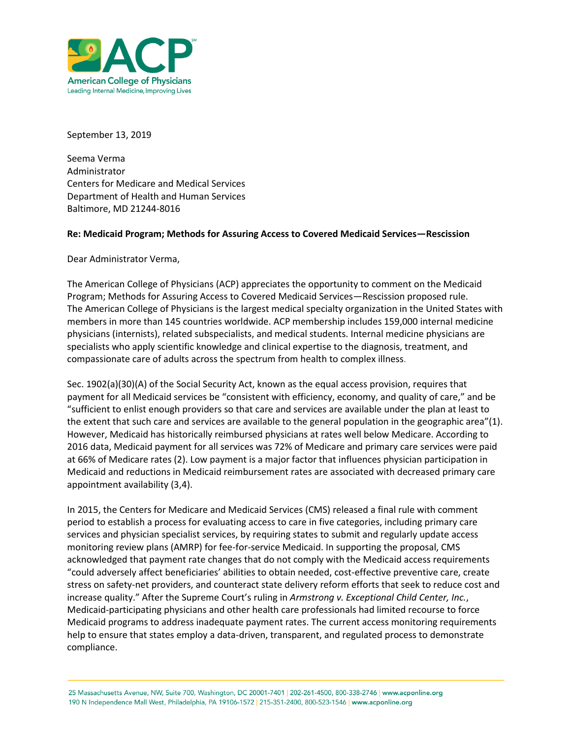American College of Physicians
Leading Internal Medicine, Improving Lives

September 13, 2019

Seema Verma
Administrator
Centers for Medicare and Medical Services
Department of Health and Human Services
Baltimore, MD 21244-8016

**Re: Medicaid Program; Methods for Assuring Access to Covered Medicaid Services—Rescission**

Dear Administrator Verma,

The American College of Physicians (ACP) appreciates the opportunity to comment on the Medicaid Program; Methods for Assuring Access to Covered Medicaid Services—Rescission proposed rule. The American College of Physicians is the largest medical specialty organization in the United States with members in more than 145 countries worldwide. ACP membership includes 159,000 internal medicine physicians (internists), related subspecialists, and medical students. Internal medicine physicians are specialists who apply scientific knowledge and clinical expertise to the diagnosis, treatment, and compassionate care of adults across the spectrum from health to complex illness.

Sec. 1902(a)(30)(A) of the Social Security Act, known as the equal access provision, requires that payment for all Medicaid services be "consistent with efficiency, economy, and quality of care," and be "sufficient to enlist enough providers so that care and services are available under the plan at least to the extent that such care and services are available to the general population in the geographic area"(1). However, Medicaid has historically reimbursed physicians at rates well below Medicare. According to 2016 data, Medicaid payment for all services was 72% of Medicare and primary care services were paid at 66% of Medicare rates (2). Low payment is a major factor that influences physician participation in Medicaid and reductions in Medicaid reimbursement rates are associated with decreased primary care appointment availability (3,4).

In 2015, the Centers for Medicare and Medicaid Services (CMS) released a final rule with comment period to establish a process for evaluating access to care in five categories, including primary care services and physician specialist services, by requiring states to submit and regularly update access monitoring review plans (AMRP) for fee-for-service Medicaid. In supporting the proposal, CMS acknowledged that payment rate changes that do not comply with the Medicaid access requirements "could adversely affect beneficiaries' abilities to obtain needed, cost-effective preventive care, create stress on safety-net providers, and counteract state delivery reform efforts that seek to reduce cost and increase quality." After the Supreme Court's ruling in *Armstrong v. Exceptional Child Center, Inc.*, Medicaid-participating physicians and other health care professionals had limited recourse to force Medicaid programs to address inadequate payment rates. The current access monitoring requirements help to ensure that states employ a data-driven, transparent, and regulated process to demonstrate compliance.

25 Massachusetts Avenue, NW, Suite 700, Washington, DC 20001-7401 | 202-261-4500, 800-338-2746 | www.acponline.org
190 N Independence Mall West, Philadelphia, PA 19106-1572 | 215-351-2400, 800-523-1546 | www.acponline.org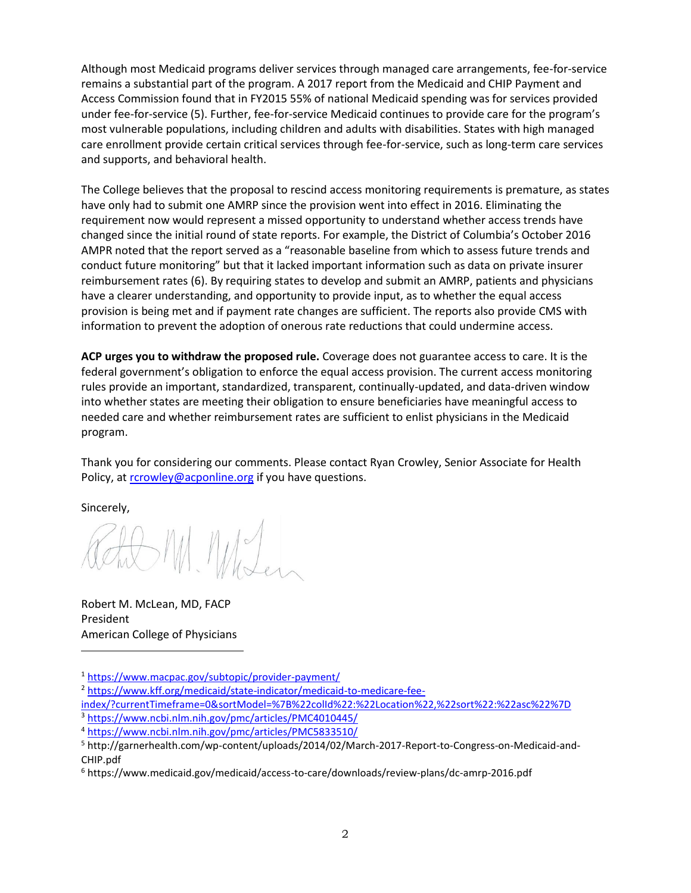Although most Medicaid programs deliver services through managed care arrangements, fee-for-service remains a substantial part of the program. A 2017 report from the Medicaid and CHIP Payment and Access Commission found that in FY2015 55% of national Medicaid spending was for services provided under fee-for-service (5). Further, fee-for-service Medicaid continues to provide care for the program's most vulnerable populations, including children and adults with disabilities. States with high managed care enrollment provide certain critical services through fee-for-service, such as long-term care services and supports, and behavioral health.

The College believes that the proposal to rescind access monitoring requirements is premature, as states have only had to submit one AMRP since the provision went into effect in 2016. Eliminating the requirement now would represent a missed opportunity to understand whether access trends have changed since the initial round of state reports. For example, the District of Columbia's October 2016 AMPR noted that the report served as a "reasonable baseline from which to assess future trends and conduct future monitoring" but that it lacked important information such as data on private insurer reimbursement rates (6). By requiring states to develop and submit an AMRP, patients and physicians have a clearer understanding, and opportunity to provide input, as to whether the equal access provision is being met and if payment rate changes are sufficient. The reports also provide CMS with information to prevent the adoption of onerous rate reductions that could undermine access.

**ACP urges you to withdraw the proposed rule.** Coverage does not guarantee access to care. It is the federal government's obligation to enforce the equal access provision. The current access monitoring rules provide an important, standardized, transparent, continually-updated, and data-driven window into whether states are meeting their obligation to ensure beneficiaries have meaningful access to needed care and whether reimbursement rates are sufficient to enlist physicians in the Medicaid program.

Thank you for considering our comments. Please contact Ryan Crowley, Senior Associate for Health Policy, at rcrowley@acponline.org if you have questions.

Sincerely,

Robert M. McLean, MD, FACP
President
American College of Physicians

---

[1] https://www.macpac.gov/subtopic/provider-payment/

[2] https://www.kff.org/medicaid/state-indicator/medicaid-to-medicare-fee-index/?currentTimeframe=0&sortModel=%7B%22colId%22:%22Location%22,%22sort%22:%22asc%22%7D

[3] https://www.ncbi.nlm.nih.gov/pmc/articles/PMC4010445/

[4] https://www.ncbi.nlm.nih.gov/pmc/articles/PMC5833510/

[5] http://garnerhealth.com/wp-content/uploads/2014/02/March-2017-Report-to-Congress-on-Medicaid-and-CHIP.pdf

[6] https://www.medicaid.gov/medicaid/access-to-care/downloads/review-plans/dc-amrp-2016.pdf